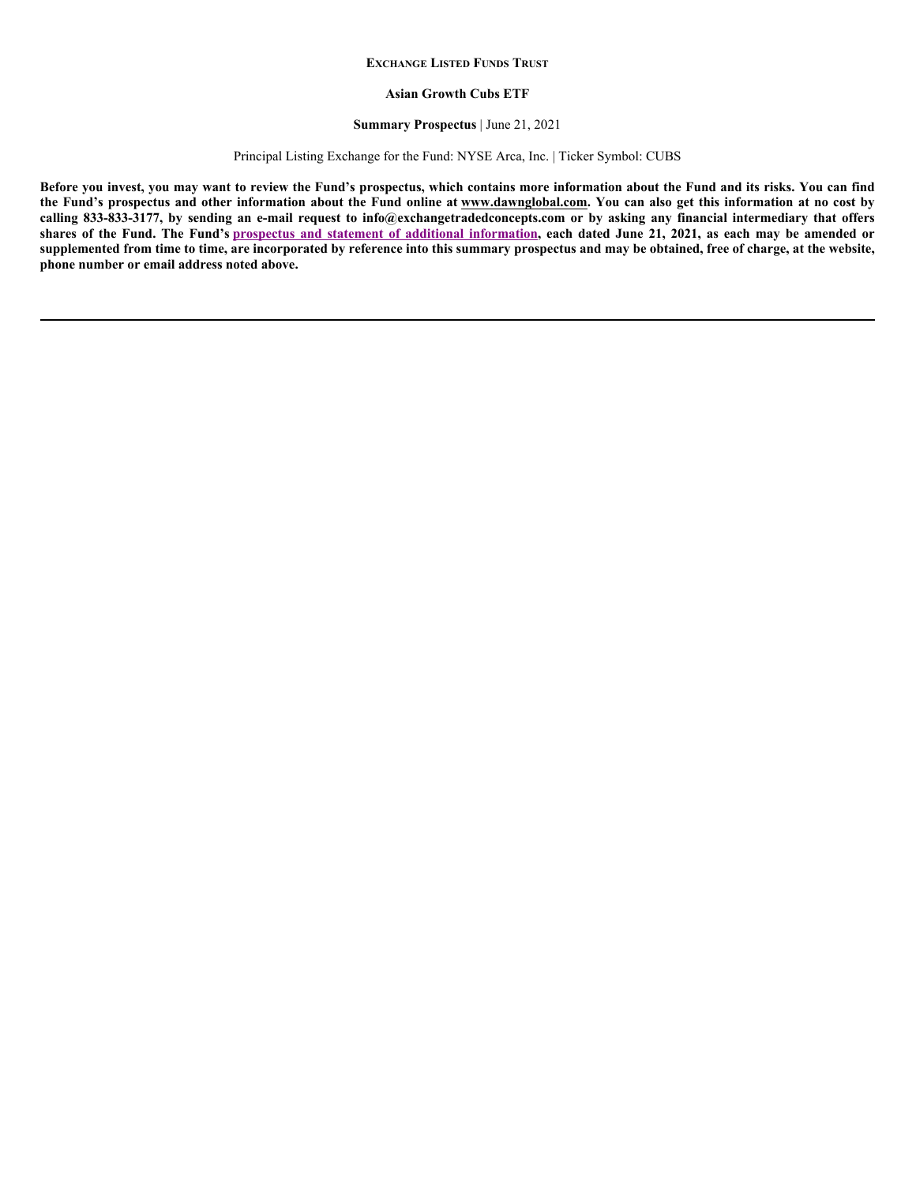**EXCHANGE LISTED FUNDS TRUST**

**Asian Growth Cubs ETF**

**Summary Prospectus** | June 21, 2021

Principal Listing Exchange for the Fund: NYSE Arca, Inc. | Ticker Symbol: CUBS

**Before you invest, you may want to review the Fund's prospectus, which contains more information about the Fund and its risks. You can find the Fund's prospectus and other information about the Fund online at www.dawnglobal.com. You can also get this information at no cost by calling 833-833-3177, by sending an e-mail request to info@exchangetradedconcepts.com or by asking any financial intermediary that offers shares of the Fund. The Fund's prospectus and statement of additional information, each dated June 21, 2021, as each may be amended or supplemented from time to time, are incorporated by reference into this summary prospectus and may be obtained, free of charge, at the website, phone number or email address noted above.**

---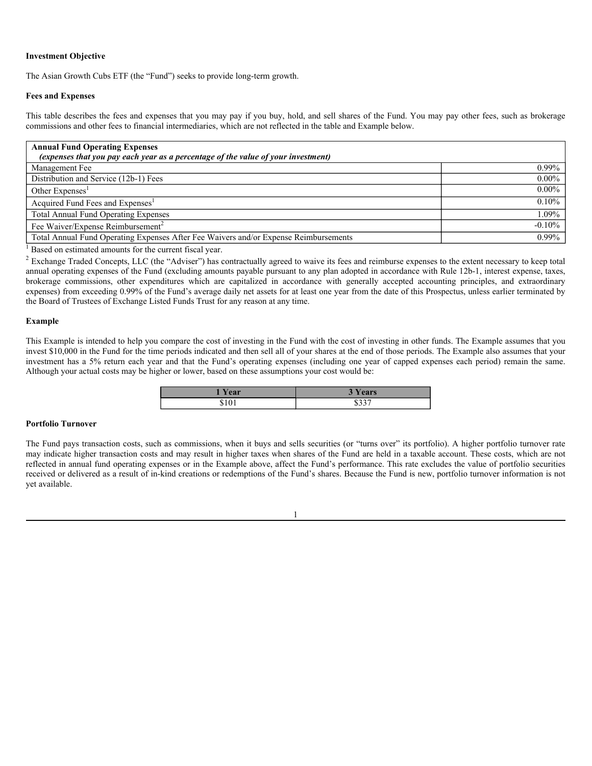**Investment Objective**

The Asian Growth Cubs ETF (the "Fund") seeks to provide long-term growth.

**Fees and Expenses**

This table describes the fees and expenses that you may pay if you buy, hold, and sell shares of the Fund. You may pay other fees, such as brokerage commissions and other fees to financial intermediaries, which are not reflected in the table and Example below.

| **Annual Fund Operating Expenses** *(expenses that you pay each year as a percentage of the value of your investment)* | |
|---|---|
| Management Fee | 0.99% |
| Distribution and Service (12b-1) Fees | 0.00% |
| Other Expenses[1] | 0.00% |
| Acquired Fund Fees and Expenses[1] | 0.10% |
| Total Annual Fund Operating Expenses | 1.09% |
| Fee Waiver/Expense Reimbursement[2] | -0.10% |
| Total Annual Fund Operating Expenses After Fee Waivers and/or Expense Reimbursements | 0.99% |

[1] Based on estimated amounts for the current fiscal year.

[2] Exchange Traded Concepts, LLC (the "Adviser") has contractually agreed to waive its fees and reimburse expenses to the extent necessary to keep total annual operating expenses of the Fund (excluding amounts payable pursuant to any plan adopted in accordance with Rule 12b-1, interest expense, taxes, brokerage commissions, other expenditures which are capitalized in accordance with generally accepted accounting principles, and extraordinary expenses) from exceeding 0.99% of the Fund's average daily net assets for at least one year from the date of this Prospectus, unless earlier terminated by the Board of Trustees of Exchange Listed Funds Trust for any reason at any time.

**Example**

This Example is intended to help you compare the cost of investing in the Fund with the cost of investing in other funds. The Example assumes that you invest $10,000 in the Fund for the time periods indicated and then sell all of your shares at the end of those periods. The Example also assumes that your investment has a 5% return each year and that the Fund's operating expenses (including one year of capped expenses each period) remain the same. Although your actual costs may be higher or lower, based on these assumptions your cost would be:

| 1 Year | 3 Years |
|---|---|
| $101 | $337 |

**Portfolio Turnover**

The Fund pays transaction costs, such as commissions, when it buys and sells securities (or "turns over" its portfolio). A higher portfolio turnover rate may indicate higher transaction costs and may result in higher taxes when shares of the Fund are held in a taxable account. These costs, which are not reflected in annual fund operating expenses or in the Example above, affect the Fund's performance. This rate excludes the value of portfolio securities received or delivered as a result of in-kind creations or redemptions of the Fund's shares. Because the Fund is new, portfolio turnover information is not yet available.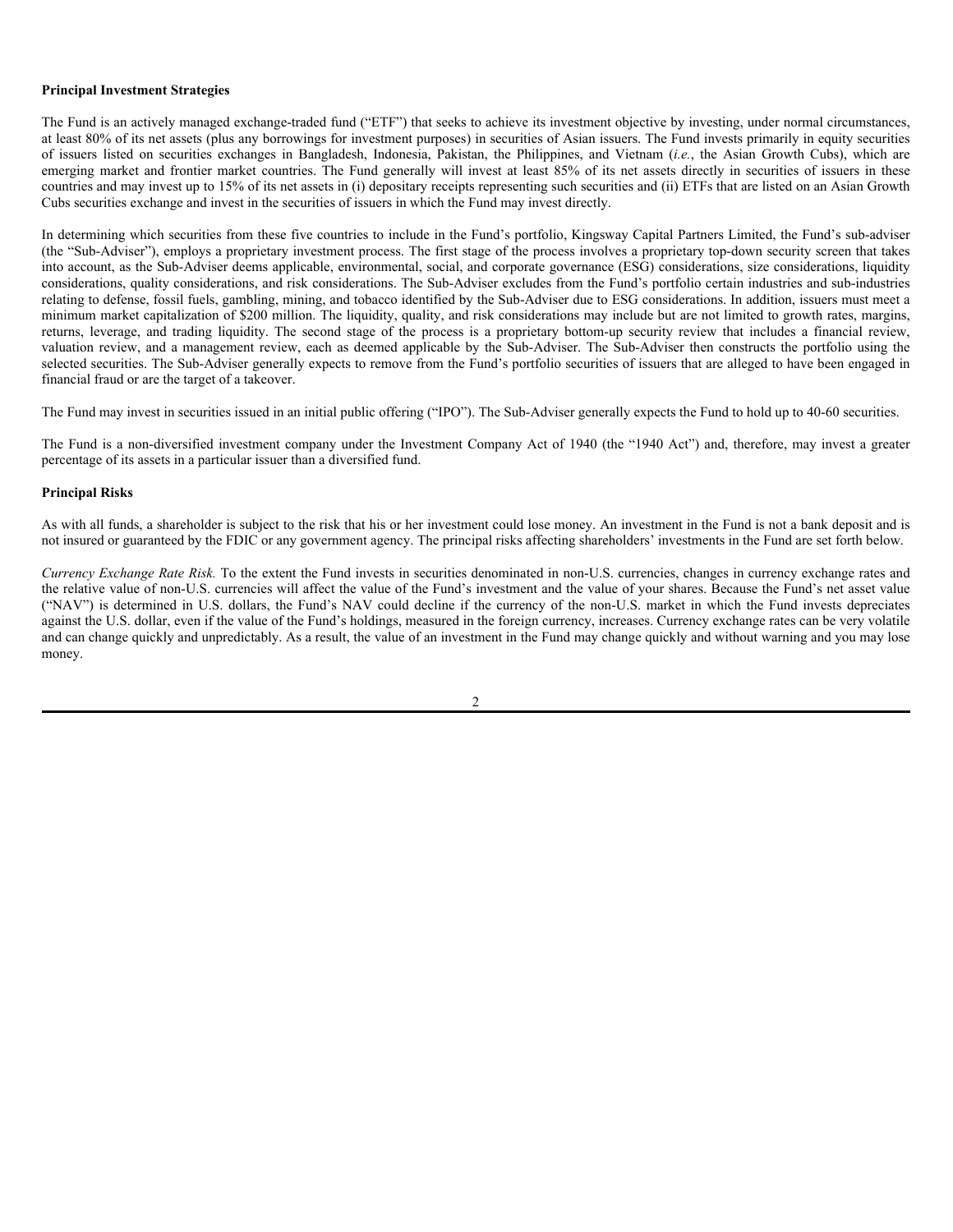**Principal Investment Strategies**

The Fund is an actively managed exchange-traded fund ("ETF") that seeks to achieve its investment objective by investing, under normal circumstances, at least 80% of its net assets (plus any borrowings for investment purposes) in securities of Asian issuers. The Fund invests primarily in equity securities of issuers listed on securities exchanges in Bangladesh, Indonesia, Pakistan, the Philippines, and Vietnam (*i.e.*, the Asian Growth Cubs), which are emerging market and frontier market countries. The Fund generally will invest at least 85% of its net assets directly in securities of issuers in these countries and may invest up to 15% of its net assets in (i) depositary receipts representing such securities and (ii) ETFs that are listed on an Asian Growth Cubs securities exchange and invest in the securities of issuers in which the Fund may invest directly.

In determining which securities from these five countries to include in the Fund's portfolio, Kingsway Capital Partners Limited, the Fund's sub-adviser (the "Sub-Adviser"), employs a proprietary investment process. The first stage of the process involves a proprietary top-down security screen that takes into account, as the Sub-Adviser deems applicable, environmental, social, and corporate governance (ESG) considerations, size considerations, liquidity considerations, quality considerations, and risk considerations. The Sub-Adviser excludes from the Fund's portfolio certain industries and sub-industries relating to defense, fossil fuels, gambling, mining, and tobacco identified by the Sub-Adviser due to ESG considerations. In addition, issuers must meet a minimum market capitalization of $200 million. The liquidity, quality, and risk considerations may include but are not limited to growth rates, margins, returns, leverage, and trading liquidity. The second stage of the process is a proprietary bottom-up security review that includes a financial review, valuation review, and a management review, each as deemed applicable by the Sub-Adviser. The Sub-Adviser then constructs the portfolio using the selected securities. The Sub-Adviser generally expects to remove from the Fund's portfolio securities of issuers that are alleged to have been engaged in financial fraud or are the target of a takeover.

The Fund may invest in securities issued in an initial public offering ("IPO"). The Sub-Adviser generally expects the Fund to hold up to 40-60 securities.

The Fund is a non-diversified investment company under the Investment Company Act of 1940 (the "1940 Act") and, therefore, may invest a greater percentage of its assets in a particular issuer than a diversified fund.

**Principal Risks**

As with all funds, a shareholder is subject to the risk that his or her investment could lose money. An investment in the Fund is not a bank deposit and is not insured or guaranteed by the FDIC or any government agency. The principal risks affecting shareholders' investments in the Fund are set forth below.

*Currency Exchange Rate Risk.* To the extent the Fund invests in securities denominated in non-U.S. currencies, changes in currency exchange rates and the relative value of non-U.S. currencies will affect the value of the Fund's investment and the value of your shares. Because the Fund's net asset value ("NAV") is determined in U.S. dollars, the Fund's NAV could decline if the currency of the non-U.S. market in which the Fund invests depreciates against the U.S. dollar, even if the value of the Fund's holdings, measured in the foreign currency, increases. Currency exchange rates can be very volatile and can change quickly and unpredictably. As a result, the value of an investment in the Fund may change quickly and without warning and you may lose money.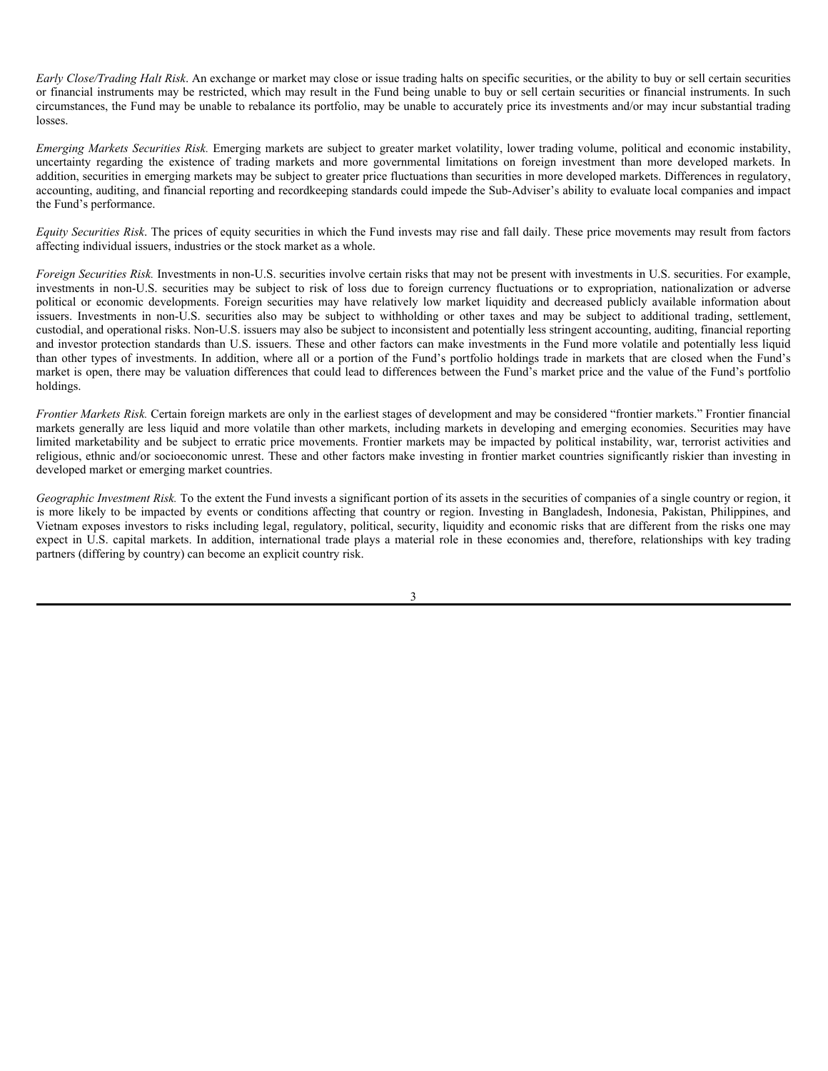*Early Close/Trading Halt Risk*. An exchange or market may close or issue trading halts on specific securities, or the ability to buy or sell certain securities or financial instruments may be restricted, which may result in the Fund being unable to buy or sell certain securities or financial instruments. In such circumstances, the Fund may be unable to rebalance its portfolio, may be unable to accurately price its investments and/or may incur substantial trading losses.

*Emerging Markets Securities Risk.* Emerging markets are subject to greater market volatility, lower trading volume, political and economic instability, uncertainty regarding the existence of trading markets and more governmental limitations on foreign investment than more developed markets. In addition, securities in emerging markets may be subject to greater price fluctuations than securities in more developed markets. Differences in regulatory, accounting, auditing, and financial reporting and recordkeeping standards could impede the Sub-Adviser's ability to evaluate local companies and impact the Fund's performance.

*Equity Securities Risk*. The prices of equity securities in which the Fund invests may rise and fall daily. These price movements may result from factors affecting individual issuers, industries or the stock market as a whole.

*Foreign Securities Risk.* Investments in non-U.S. securities involve certain risks that may not be present with investments in U.S. securities. For example, investments in non-U.S. securities may be subject to risk of loss due to foreign currency fluctuations or to expropriation, nationalization or adverse political or economic developments. Foreign securities may have relatively low market liquidity and decreased publicly available information about issuers. Investments in non-U.S. securities also may be subject to withholding or other taxes and may be subject to additional trading, settlement, custodial, and operational risks. Non-U.S. issuers may also be subject to inconsistent and potentially less stringent accounting, auditing, financial reporting and investor protection standards than U.S. issuers. These and other factors can make investments in the Fund more volatile and potentially less liquid than other types of investments. In addition, where all or a portion of the Fund's portfolio holdings trade in markets that are closed when the Fund's market is open, there may be valuation differences that could lead to differences between the Fund's market price and the value of the Fund's portfolio holdings.

*Frontier Markets Risk.* Certain foreign markets are only in the earliest stages of development and may be considered "frontier markets." Frontier financial markets generally are less liquid and more volatile than other markets, including markets in developing and emerging economies. Securities may have limited marketability and be subject to erratic price movements. Frontier markets may be impacted by political instability, war, terrorist activities and religious, ethnic and/or socioeconomic unrest. These and other factors make investing in frontier market countries significantly riskier than investing in developed market or emerging market countries.

*Geographic Investment Risk.* To the extent the Fund invests a significant portion of its assets in the securities of companies of a single country or region, it is more likely to be impacted by events or conditions affecting that country or region. Investing in Bangladesh, Indonesia, Pakistan, Philippines, and Vietnam exposes investors to risks including legal, regulatory, political, security, liquidity and economic risks that are different from the risks one may expect in U.S. capital markets. In addition, international trade plays a material role in these economies and, therefore, relationships with key trading partners (differing by country) can become an explicit country risk.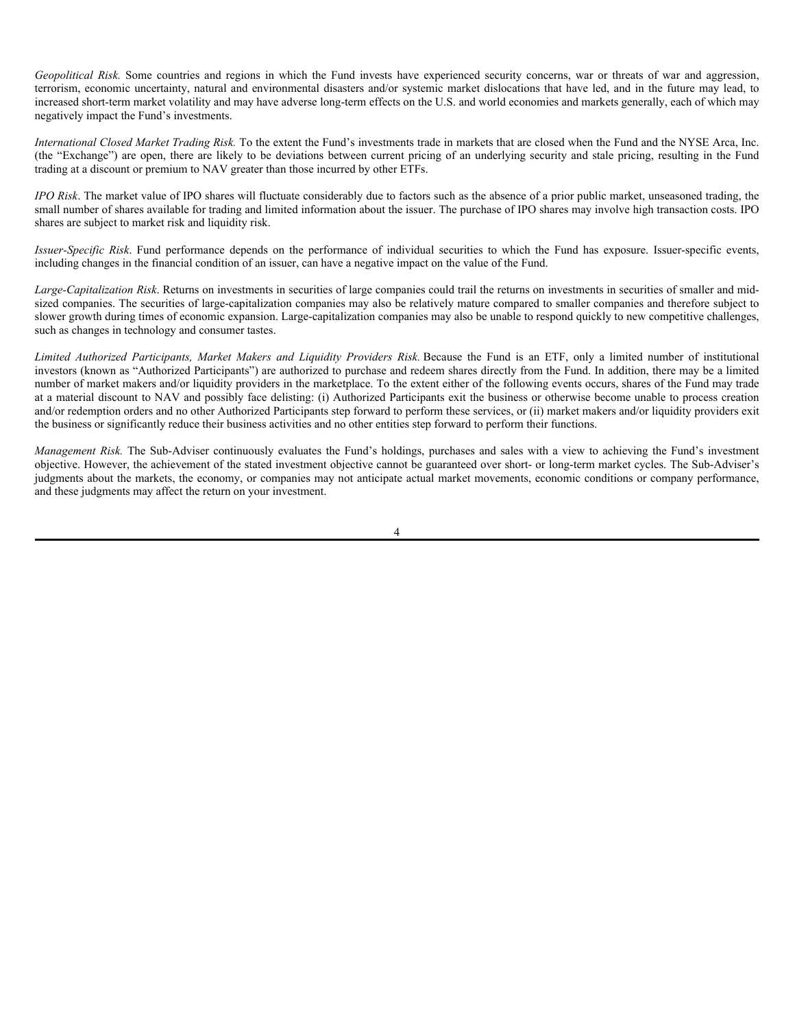*Geopolitical Risk.* Some countries and regions in which the Fund invests have experienced security concerns, war or threats of war and aggression, terrorism, economic uncertainty, natural and environmental disasters and/or systemic market dislocations that have led, and in the future may lead, to increased short-term market volatility and may have adverse long-term effects on the U.S. and world economies and markets generally, each of which may negatively impact the Fund's investments.

*International Closed Market Trading Risk.* To the extent the Fund's investments trade in markets that are closed when the Fund and the NYSE Arca, Inc. (the "Exchange") are open, there are likely to be deviations between current pricing of an underlying security and stale pricing, resulting in the Fund trading at a discount or premium to NAV greater than those incurred by other ETFs.

*IPO Risk*. The market value of IPO shares will fluctuate considerably due to factors such as the absence of a prior public market, unseasoned trading, the small number of shares available for trading and limited information about the issuer. The purchase of IPO shares may involve high transaction costs. IPO shares are subject to market risk and liquidity risk.

*Issuer-Specific Risk*. Fund performance depends on the performance of individual securities to which the Fund has exposure. Issuer-specific events, including changes in the financial condition of an issuer, can have a negative impact on the value of the Fund.

*Large-Capitalization Risk*. Returns on investments in securities of large companies could trail the returns on investments in securities of smaller and mid-sized companies. The securities of large-capitalization companies may also be relatively mature compared to smaller companies and therefore subject to slower growth during times of economic expansion. Large-capitalization companies may also be unable to respond quickly to new competitive challenges, such as changes in technology and consumer tastes.

*Limited Authorized Participants, Market Makers and Liquidity Providers Risk.* Because the Fund is an ETF, only a limited number of institutional investors (known as "Authorized Participants") are authorized to purchase and redeem shares directly from the Fund. In addition, there may be a limited number of market makers and/or liquidity providers in the marketplace. To the extent either of the following events occurs, shares of the Fund may trade at a material discount to NAV and possibly face delisting: (i) Authorized Participants exit the business or otherwise become unable to process creation and/or redemption orders and no other Authorized Participants step forward to perform these services, or (ii) market makers and/or liquidity providers exit the business or significantly reduce their business activities and no other entities step forward to perform their functions.

*Management Risk.* The Sub-Adviser continuously evaluates the Fund's holdings, purchases and sales with a view to achieving the Fund's investment objective. However, the achievement of the stated investment objective cannot be guaranteed over short- or long-term market cycles. The Sub-Adviser's judgments about the markets, the economy, or companies may not anticipate actual market movements, economic conditions or company performance, and these judgments may affect the return on your investment.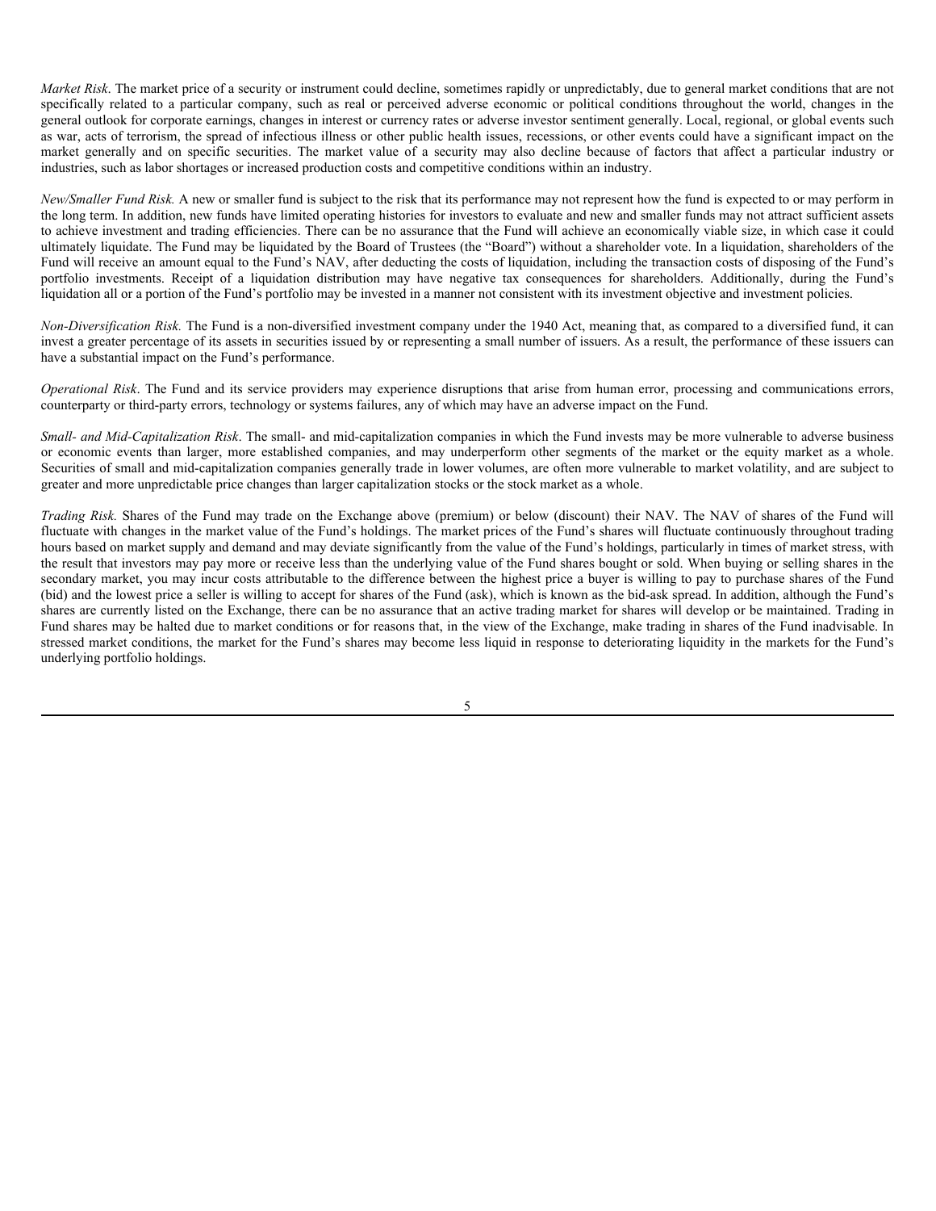*Market Risk*. The market price of a security or instrument could decline, sometimes rapidly or unpredictably, due to general market conditions that are not specifically related to a particular company, such as real or perceived adverse economic or political conditions throughout the world, changes in the general outlook for corporate earnings, changes in interest or currency rates or adverse investor sentiment generally. Local, regional, or global events such as war, acts of terrorism, the spread of infectious illness or other public health issues, recessions, or other events could have a significant impact on the market generally and on specific securities. The market value of a security may also decline because of factors that affect a particular industry or industries, such as labor shortages or increased production costs and competitive conditions within an industry.

*New/Smaller Fund Risk.* A new or smaller fund is subject to the risk that its performance may not represent how the fund is expected to or may perform in the long term. In addition, new funds have limited operating histories for investors to evaluate and new and smaller funds may not attract sufficient assets to achieve investment and trading efficiencies. There can be no assurance that the Fund will achieve an economically viable size, in which case it could ultimately liquidate. The Fund may be liquidated by the Board of Trustees (the "Board") without a shareholder vote. In a liquidation, shareholders of the Fund will receive an amount equal to the Fund's NAV, after deducting the costs of liquidation, including the transaction costs of disposing of the Fund's portfolio investments. Receipt of a liquidation distribution may have negative tax consequences for shareholders. Additionally, during the Fund's liquidation all or a portion of the Fund's portfolio may be invested in a manner not consistent with its investment objective and investment policies.

*Non-Diversification Risk.* The Fund is a non-diversified investment company under the 1940 Act, meaning that, as compared to a diversified fund, it can invest a greater percentage of its assets in securities issued by or representing a small number of issuers. As a result, the performance of these issuers can have a substantial impact on the Fund's performance.

*Operational Risk*. The Fund and its service providers may experience disruptions that arise from human error, processing and communications errors, counterparty or third-party errors, technology or systems failures, any of which may have an adverse impact on the Fund.

*Small- and Mid-Capitalization Risk*. The small- and mid-capitalization companies in which the Fund invests may be more vulnerable to adverse business or economic events than larger, more established companies, and may underperform other segments of the market or the equity market as a whole. Securities of small and mid-capitalization companies generally trade in lower volumes, are often more vulnerable to market volatility, and are subject to greater and more unpredictable price changes than larger capitalization stocks or the stock market as a whole.

*Trading Risk.* Shares of the Fund may trade on the Exchange above (premium) or below (discount) their NAV. The NAV of shares of the Fund will fluctuate with changes in the market value of the Fund's holdings. The market prices of the Fund's shares will fluctuate continuously throughout trading hours based on market supply and demand and may deviate significantly from the value of the Fund's holdings, particularly in times of market stress, with the result that investors may pay more or receive less than the underlying value of the Fund shares bought or sold. When buying or selling shares in the secondary market, you may incur costs attributable to the difference between the highest price a buyer is willing to pay to purchase shares of the Fund (bid) and the lowest price a seller is willing to accept for shares of the Fund (ask), which is known as the bid-ask spread. In addition, although the Fund's shares are currently listed on the Exchange, there can be no assurance that an active trading market for shares will develop or be maintained. Trading in Fund shares may be halted due to market conditions or for reasons that, in the view of the Exchange, make trading in shares of the Fund inadvisable. In stressed market conditions, the market for the Fund's shares may become less liquid in response to deteriorating liquidity in the markets for the Fund's underlying portfolio holdings.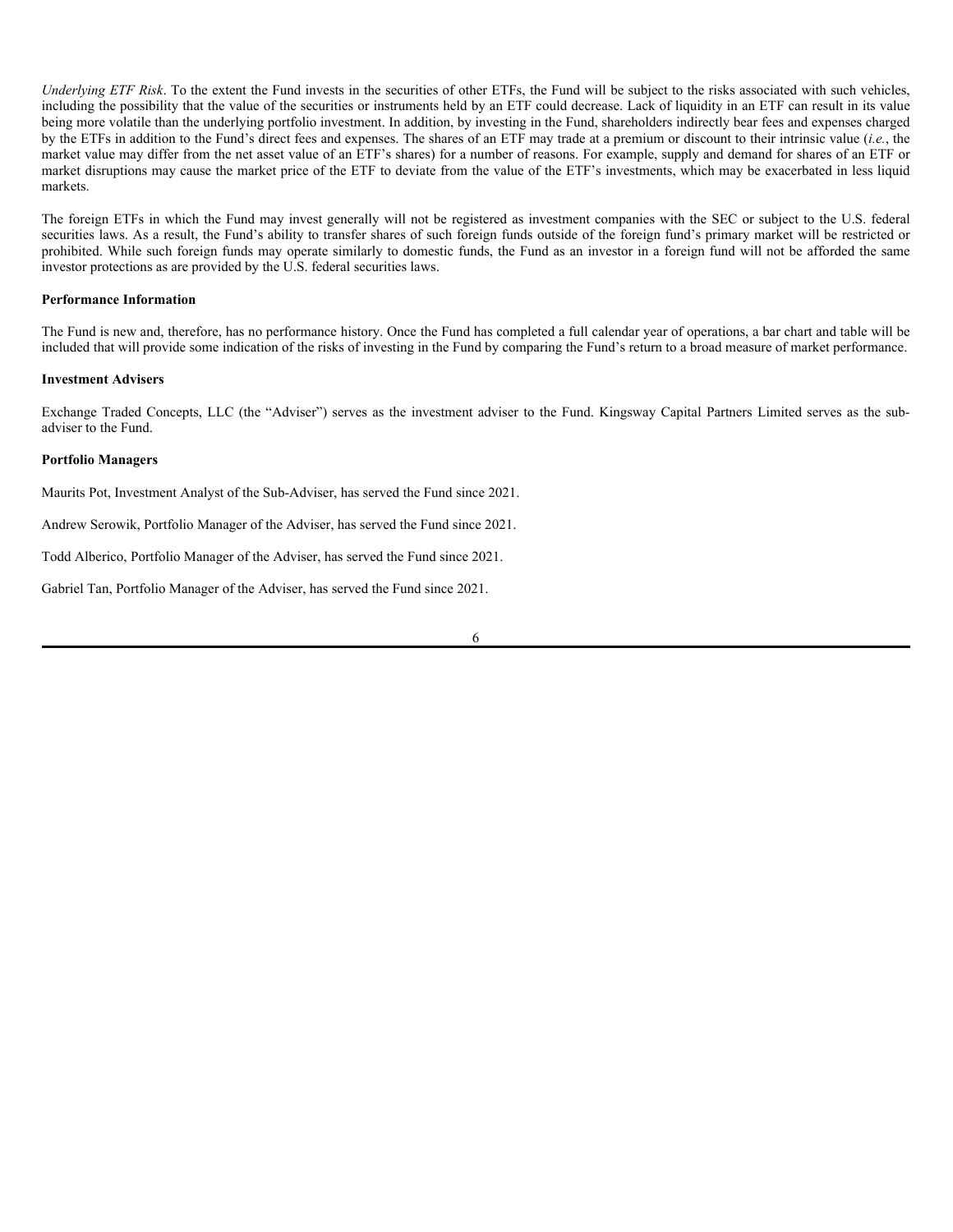*Underlying ETF Risk*. To the extent the Fund invests in the securities of other ETFs, the Fund will be subject to the risks associated with such vehicles, including the possibility that the value of the securities or instruments held by an ETF could decrease. Lack of liquidity in an ETF can result in its value being more volatile than the underlying portfolio investment. In addition, by investing in the Fund, shareholders indirectly bear fees and expenses charged by the ETFs in addition to the Fund's direct fees and expenses. The shares of an ETF may trade at a premium or discount to their intrinsic value (*i.e.*, the market value may differ from the net asset value of an ETF's shares) for a number of reasons. For example, supply and demand for shares of an ETF or market disruptions may cause the market price of the ETF to deviate from the value of the ETF's investments, which may be exacerbated in less liquid markets.

The foreign ETFs in which the Fund may invest generally will not be registered as investment companies with the SEC or subject to the U.S. federal securities laws. As a result, the Fund's ability to transfer shares of such foreign funds outside of the foreign fund's primary market will be restricted or prohibited. While such foreign funds may operate similarly to domestic funds, the Fund as an investor in a foreign fund will not be afforded the same investor protections as are provided by the U.S. federal securities laws.

**Performance Information**

The Fund is new and, therefore, has no performance history. Once the Fund has completed a full calendar year of operations, a bar chart and table will be included that will provide some indication of the risks of investing in the Fund by comparing the Fund's return to a broad measure of market performance.

**Investment Advisers**

Exchange Traded Concepts, LLC (the "Adviser") serves as the investment adviser to the Fund. Kingsway Capital Partners Limited serves as the sub-adviser to the Fund.

**Portfolio Managers**

Maurits Pot, Investment Analyst of the Sub-Adviser, has served the Fund since 2021.

Andrew Serowik, Portfolio Manager of the Adviser, has served the Fund since 2021.

Todd Alberico, Portfolio Manager of the Adviser, has served the Fund since 2021.

Gabriel Tan, Portfolio Manager of the Adviser, has served the Fund since 2021.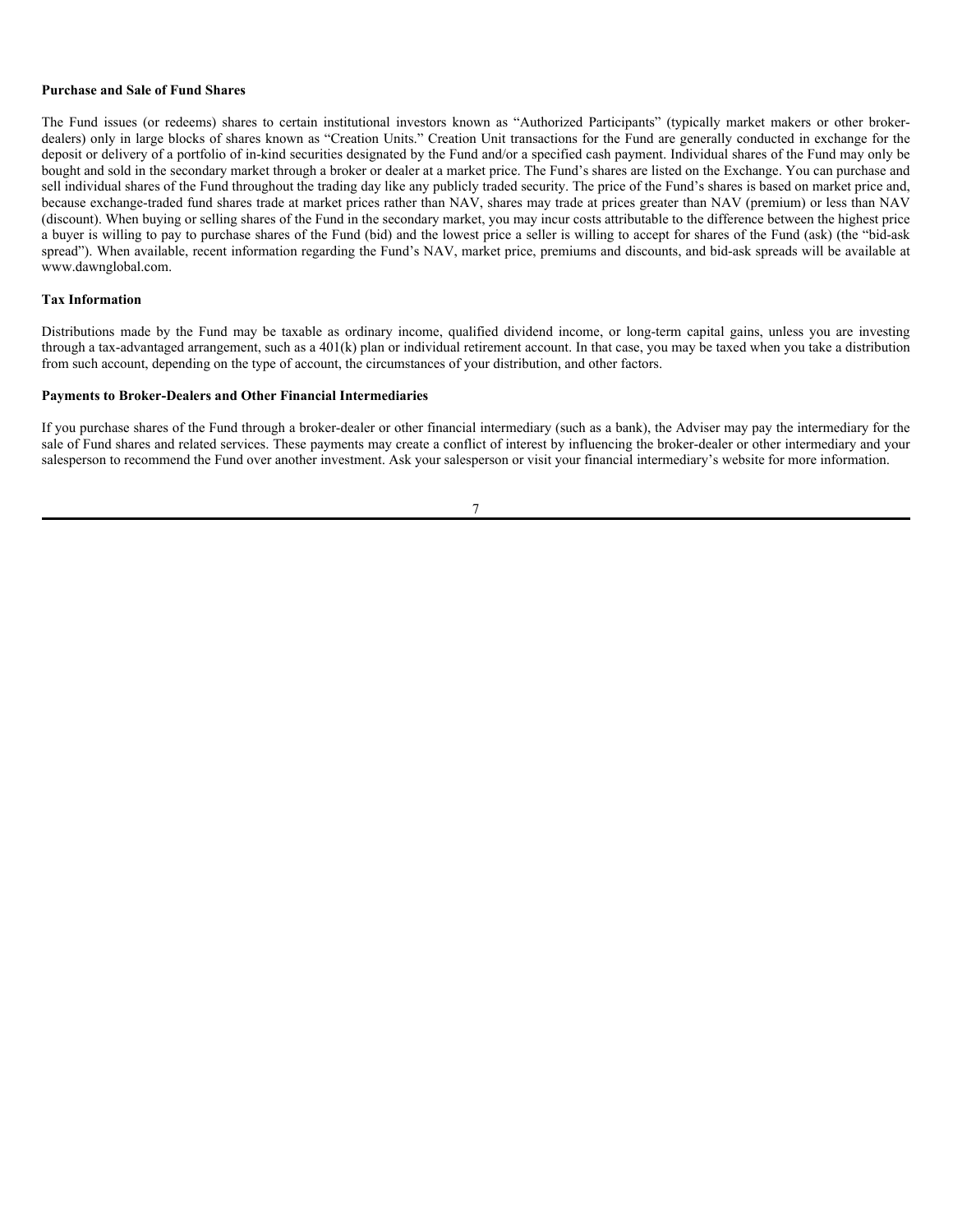**Purchase and Sale of Fund Shares**

The Fund issues (or redeems) shares to certain institutional investors known as "Authorized Participants" (typically market makers or other broker-dealers) only in large blocks of shares known as "Creation Units." Creation Unit transactions for the Fund are generally conducted in exchange for the deposit or delivery of a portfolio of in-kind securities designated by the Fund and/or a specified cash payment. Individual shares of the Fund may only be bought and sold in the secondary market through a broker or dealer at a market price. The Fund's shares are listed on the Exchange. You can purchase and sell individual shares of the Fund throughout the trading day like any publicly traded security. The price of the Fund's shares is based on market price and, because exchange-traded fund shares trade at market prices rather than NAV, shares may trade at prices greater than NAV (premium) or less than NAV (discount). When buying or selling shares of the Fund in the secondary market, you may incur costs attributable to the difference between the highest price a buyer is willing to pay to purchase shares of the Fund (bid) and the lowest price a seller is willing to accept for shares of the Fund (ask) (the "bid-ask spread"). When available, recent information regarding the Fund's NAV, market price, premiums and discounts, and bid-ask spreads will be available at www.dawnglobal.com.

**Tax Information**

Distributions made by the Fund may be taxable as ordinary income, qualified dividend income, or long-term capital gains, unless you are investing through a tax-advantaged arrangement, such as a 401(k) plan or individual retirement account. In that case, you may be taxed when you take a distribution from such account, depending on the type of account, the circumstances of your distribution, and other factors.

**Payments to Broker-Dealers and Other Financial Intermediaries**

If you purchase shares of the Fund through a broker-dealer or other financial intermediary (such as a bank), the Adviser may pay the intermediary for the sale of Fund shares and related services. These payments may create a conflict of interest by influencing the broker-dealer or other intermediary and your salesperson to recommend the Fund over another investment. Ask your salesperson or visit your financial intermediary's website for more information.